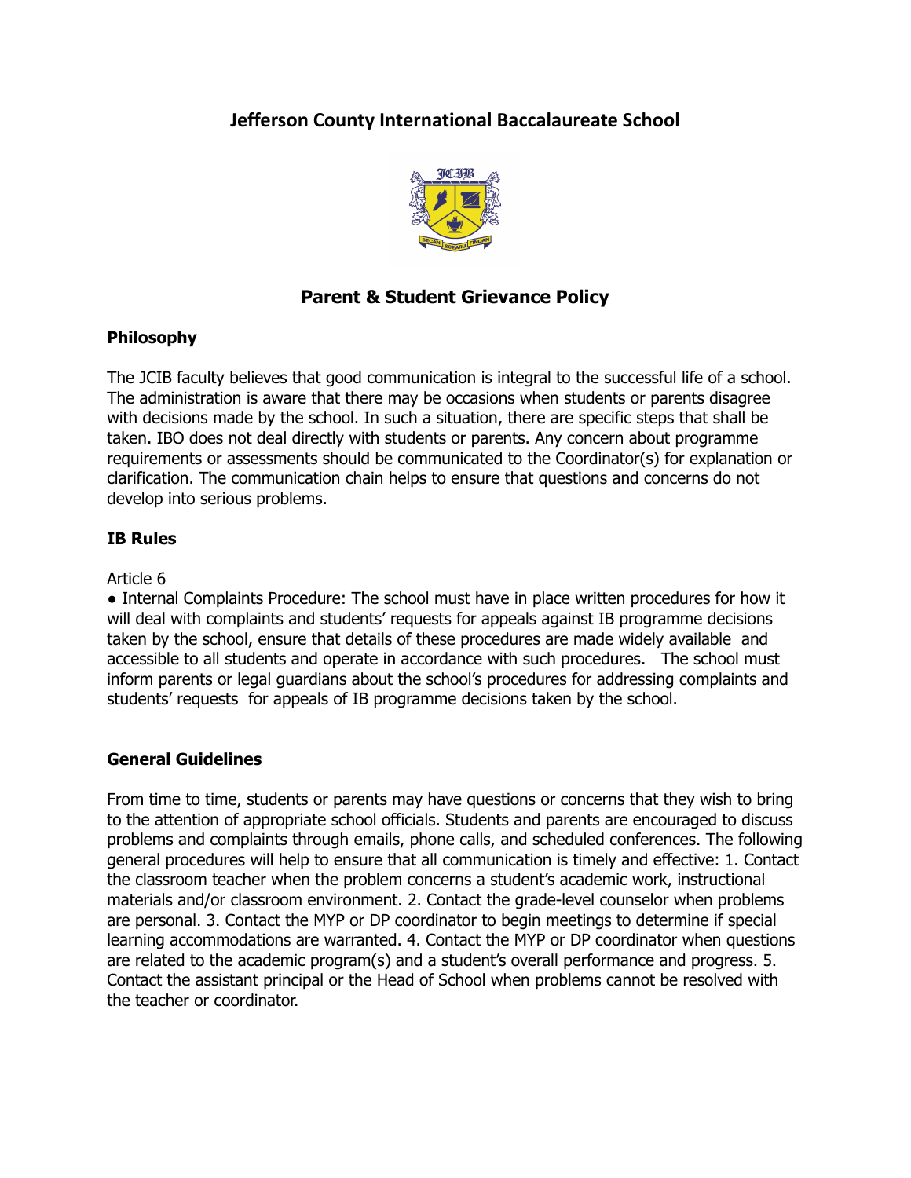# Jefferson County International Baccalaureate School

## Parent & Student Grievance Policy

### Philosophy

The JCIB faculty believes that good communication is integral to the successful life of a school. The administration is aware that there may be occasions when students or parents disagree with decisions made by the school. In such a situation, there are specific steps that shall be taken. IBO does not deal directly with students or parents. Any concern about programme requirements or assessments should be communicated to the Coordinator(s) for explanation or clarification. The communication chain helps to ensure that questions and concerns do not develop into serious problems.

### IB Rules

Article 6

- Internal Complaints Procedure: The school must have in place written procedures for how it will deal with complaints and students' requests for appeals against IB programme decisions taken by the school, ensure that details of these procedures are made widely available and accessible to all students and operate in accordance with such procedures. The school must inform parents or legal guardians about the school's procedures for addressing complaints and students' requests for appeals of IB programme decisions taken by the school.

### General Guidelines

From time to time, students or parents may have questions or concerns that they wish to bring to the attention of appropriate school officials. Students and parents are encouraged to discuss problems and complaints through emails, phone calls, and scheduled conferences. The following general procedures will help to ensure that all communication is timely and effective: 1. Contact the classroom teacher when the problem concerns a student's academic work, instructional materials and/or classroom environment. 2. Contact the grade-level counselor when problems are personal. 3. Contact the MYP or DP coordinator to begin meetings to determine if special learning accommodations are warranted. 4. Contact the MYP or DP coordinator when questions are related to the academic program(s) and a student's overall performance and progress. 5. Contact the assistant principal or the Head of School when problems cannot be resolved with the teacher or coordinator.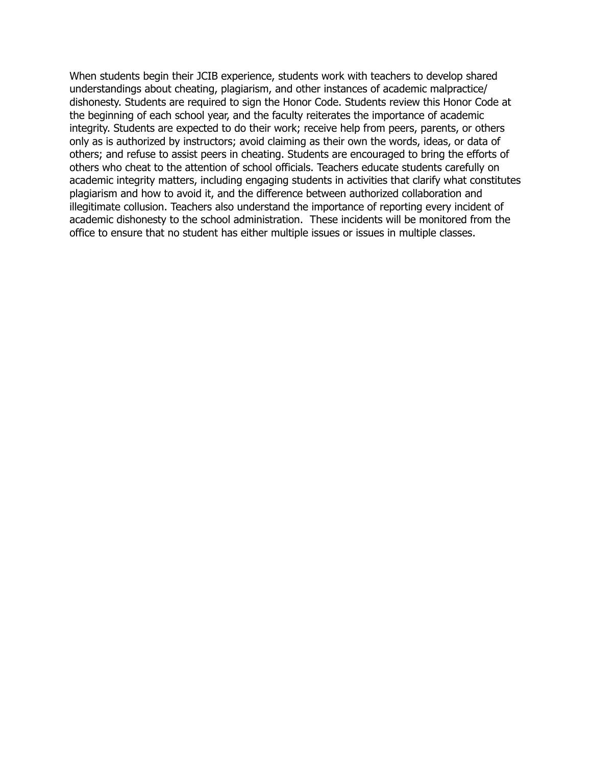When students begin their JCIB experience, students work with teachers to develop shared understandings about cheating, plagiarism, and other instances of academic malpractice/ dishonesty. Students are required to sign the Honor Code. Students review this Honor Code at the beginning of each school year, and the faculty reiterates the importance of academic integrity. Students are expected to do their work; receive help from peers, parents, or others only as is authorized by instructors; avoid claiming as their own the words, ideas, or data of others; and refuse to assist peers in cheating. Students are encouraged to bring the efforts of others who cheat to the attention of school officials. Teachers educate students carefully on academic integrity matters, including engaging students in activities that clarify what constitutes plagiarism and how to avoid it, and the difference between authorized collaboration and illegitimate collusion. Teachers also understand the importance of reporting every incident of academic dishonesty to the school administration. These incidents will be monitored from the office to ensure that no student has either multiple issues or issues in multiple classes.